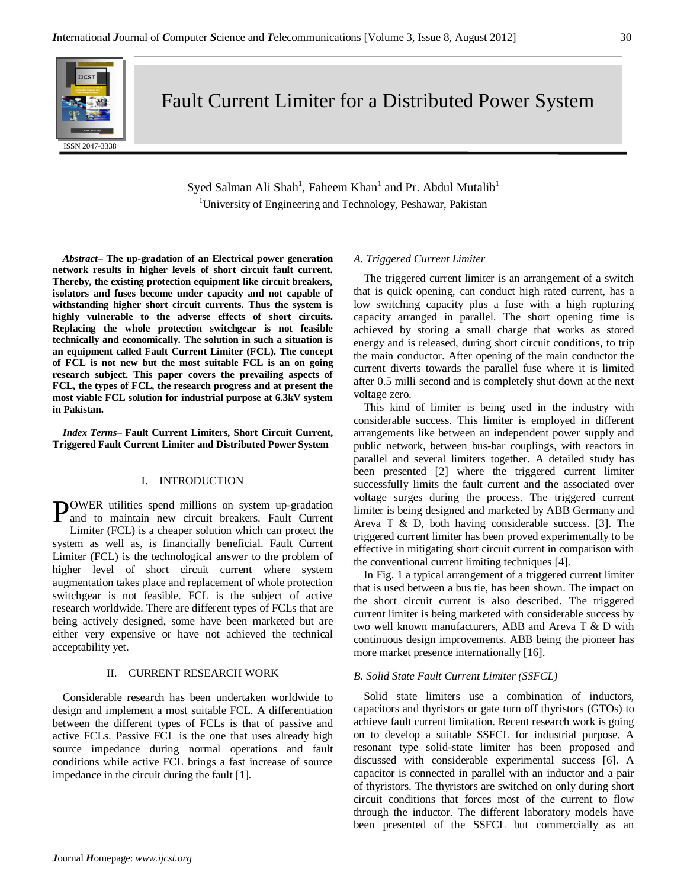# Fault Current Limiter for a Distributed Power System

Syed Salman Ali Shah[1], Faheem Khan[1] and Pr. Abdul Mutalib[1]

[1]University of Engineering and Technology, Peshawar, Pakistan

***Abstract*– The up-gradation of an Electrical power generation network results in higher levels of short circuit fault current. Thereby, the existing protection equipment like circuit breakers, isolators and fuses become under capacity and not capable of withstanding higher short circuit currents. Thus the system is highly vulnerable to the adverse effects of short circuits. Replacing the whole protection switchgear is not feasible technically and economically. The solution in such a situation is an equipment called Fault Current Limiter (FCL). The concept of FCL is not new but the most suitable FCL is an on going research subject. This paper covers the prevailing aspects of FCL, the types of FCL, the research progress and at present the most viable FCL solution for industrial purpose at 6.3kV system in Pakistan.**

***Index Terms*– Fault Current Limiters, Short Circuit Current, Triggered Fault Current Limiter and Distributed Power System**

## I. INTRODUCTION

POWER utilities spend millions on system up-gradation and to maintain new circuit breakers. Fault Current Limiter (FCL) is a cheaper solution which can protect the system as well as, is financially beneficial. Fault Current Limiter (FCL) is the technological answer to the problem of higher level of short circuit current where system augmentation takes place and replacement of whole protection switchgear is not feasible. FCL is the subject of active research worldwide. There are different types of FCLs that are being actively designed, some have been marketed but are either very expensive or have not achieved the technical acceptability yet.

## II. CURRENT RESEARCH WORK

Considerable research has been undertaken worldwide to design and implement a most suitable FCL. A differentiation between the different types of FCLs is that of passive and active FCLs. Passive FCL is the one that uses already high source impedance during normal operations and fault conditions while active FCL brings a fast increase of source impedance in the circuit during the fault [1].

### *A. Triggered Current Limiter*

The triggered current limiter is an arrangement of a switch that is quick opening, can conduct high rated current, has a low switching capacity plus a fuse with a high rupturing capacity arranged in parallel. The short opening time is achieved by storing a small charge that works as stored energy and is released, during short circuit conditions, to trip the main conductor. After opening of the main conductor the current diverts towards the parallel fuse where it is limited after 0.5 milli second and is completely shut down at the next voltage zero.

This kind of limiter is being used in the industry with considerable success. This limiter is employed in different arrangements like between an independent power supply and public network, between bus-bar couplings, with reactors in parallel and several limiters together. A detailed study has been presented [2] where the triggered current limiter successfully limits the fault current and the associated over voltage surges during the process. The triggered current limiter is being designed and marketed by ABB Germany and Areva T & D, both having considerable success. [3]. The triggered current limiter has been proved experimentally to be effective in mitigating short circuit current in comparison with the conventional current limiting techniques [4].

In Fig. 1 a typical arrangement of a triggered current limiter that is used between a bus tie, has been shown. The impact on the short circuit current is also described. The triggered current limiter is being marketed with considerable success by two well known manufacturers, ABB and Areva T & D with continuous design improvements. ABB being the pioneer has more market presence internationally [16].

### *B. Solid State Fault Current Limiter (SSFCL)*

Solid state limiters use a combination of inductors, capacitors and thyristors or gate turn off thyristors (GTOs) to achieve fault current limitation. Recent research work is going on to develop a suitable SSFCL for industrial purpose. A resonant type solid-state limiter has been proposed and discussed with considerable experimental success [6]. A capacitor is connected in parallel with an inductor and a pair of thyristors. The thyristors are switched on only during short circuit conditions that forces most of the current to flow through the inductor. The different laboratory models have been presented of the SSFCL but commercially as an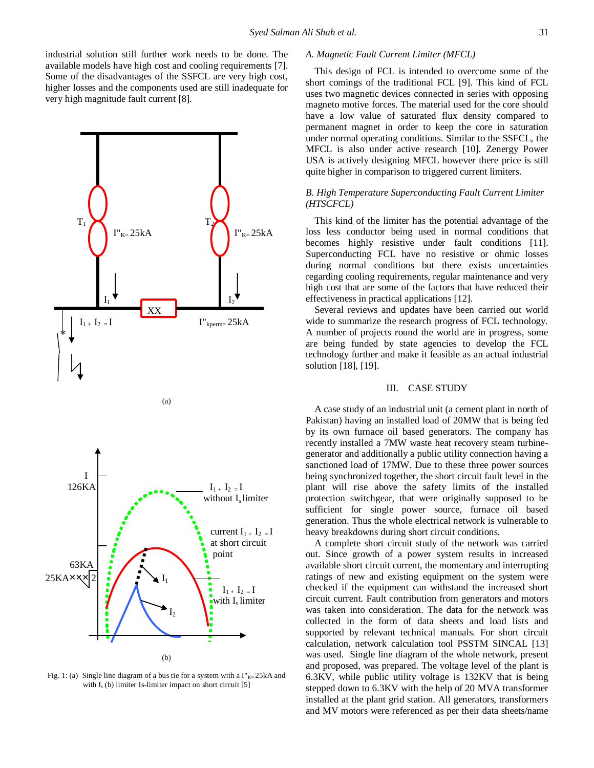industrial solution still further work needs to be done. The available models have high cost and cooling requirements [7]. Some of the disadvantages of the SSFCL are very high cost, higher losses and the components used are still inadequate for very high magnitude fault current [8].

Fig. 1: (a) Single line diagram of a bus tie for a system with a $I''_{K=}$ 25kA and with $I_s$ (b) limiter Is-limiter impact on short circuit [5]

### A. Magnetic Fault Current Limiter (MFCL)

This design of FCL is intended to overcome some of the short comings of the traditional FCL [9]. This kind of FCL uses two magnetic devices connected in series with opposing magneto motive forces. The material used for the core should have a low value of saturated flux density compared to permanent magnet in order to keep the core in saturation under normal operating conditions. Similar to the SSFCL, the MFCL is also under active research [10]. Zenergy Power USA is actively designing MFCL however there price is still quite higher in comparison to triggered current limiters.

### B. High Temperature Superconducting Fault Current Limiter (HTSCFCL)

This kind of the limiter has the potential advantage of the loss less conductor being used in normal conditions that becomes highly resistive under fault conditions [11]. Superconducting FCL have no resistive or ohmic losses during normal conditions but there exists uncertainties regarding cooling requirements, regular maintenance and very high cost that are some of the factors that have reduced their effectiveness in practical applications [12].

Several reviews and updates have been carried out world wide to summarize the research progress of FCL technology. A number of projects round the world are in progress, some are being funded by state agencies to develop the FCL technology further and make it feasible as an actual industrial solution [18], [19].

## III. CASE STUDY

A case study of an industrial unit (a cement plant in north of Pakistan) having an installed load of 20MW that is being fed by its own furnace oil based generators. The company has recently installed a 7MW waste heat recovery steam turbine-generator and additionally a public utility connection having a sanctioned load of 17MW. Due to these three power sources being synchronized together, the short circuit fault level in the plant will rise above the safety limits of the installed protection switchgear, that were originally supposed to be sufficient for single power source, furnace oil based generation. Thus the whole electrical network is vulnerable to heavy breakdowns during short circuit conditions.

A complete short circuit study of the network was carried out. Since growth of a power system results in increased available short circuit current, the momentary and interrupting ratings of new and existing equipment on the system were checked if the equipment can withstand the increased short circuit current. Fault contribution from generators and motors was taken into consideration. The data for the network was collected in the form of data sheets and load lists and supported by relevant technical manuals. For short circuit calculation, network calculation tool PSSTM SINCAL [13] was used. Single line diagram of the whole network, present and proposed, was prepared. The voltage level of the plant is 6.3KV, while public utility voltage is 132KV that is being stepped down to 6.3KV with the help of 20 MVA transformer installed at the plant grid station. All generators, transformers and MV motors were referenced as per their data sheets/name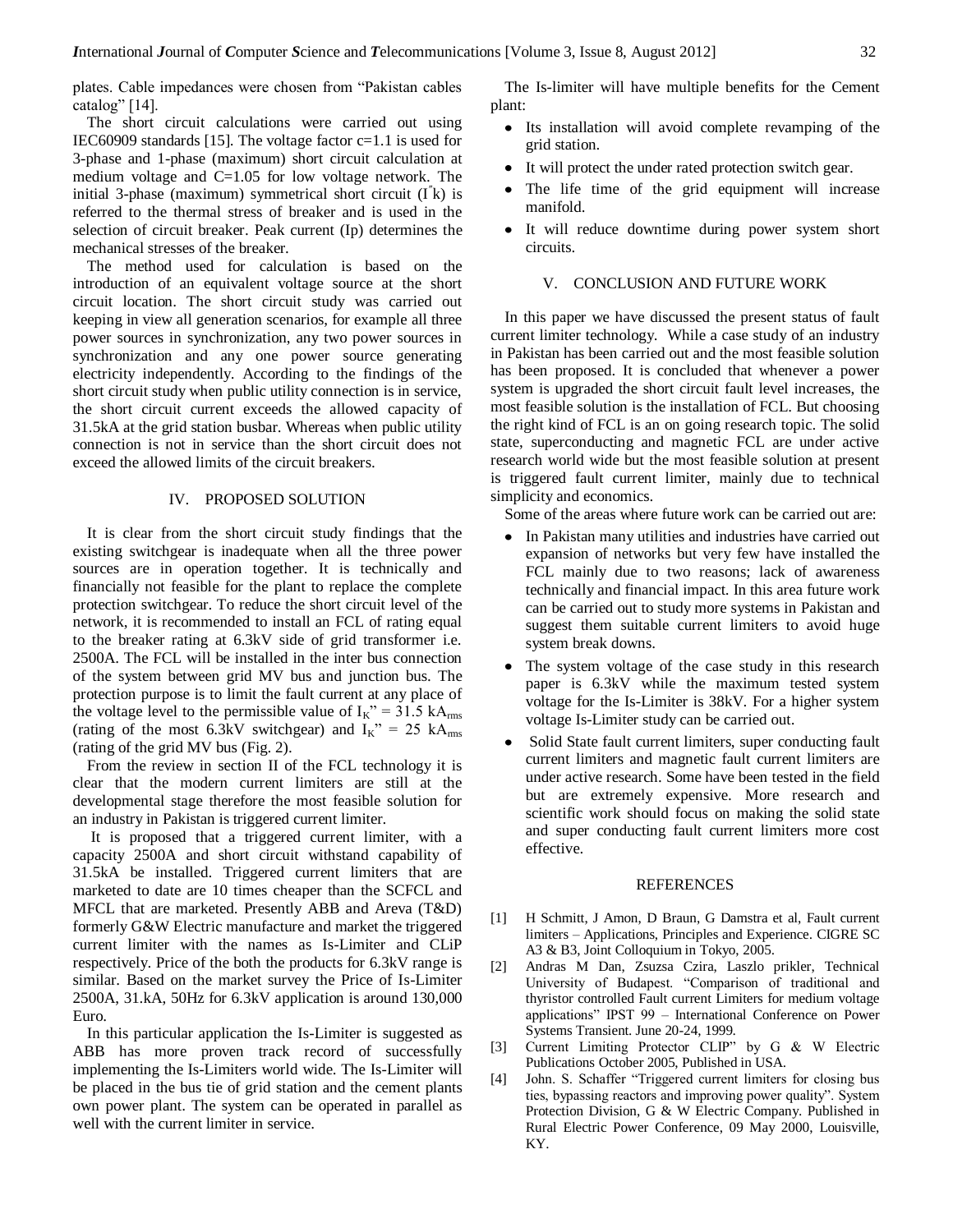plates. Cable impedances were chosen from "Pakistan cables catalog" [14].

The short circuit calculations were carried out using IEC60909 standards [15]. The voltage factor c=1.1 is used for 3-phase and 1-phase (maximum) short circuit calculation at medium voltage and C=1.05 for low voltage network. The initial 3-phase (maximum) symmetrical short circuit ($I''k$) is referred to the thermal stress of breaker and is used in the selection of circuit breaker. Peak current (Ip) determines the mechanical stresses of the breaker.

The method used for calculation is based on the introduction of an equivalent voltage source at the short circuit location. The short circuit study was carried out keeping in view all generation scenarios, for example all three power sources in synchronization, any two power sources in synchronization and any one power source generating electricity independently. According to the findings of the short circuit study when public utility connection is in service, the short circuit current exceeds the allowed capacity of 31.5kA at the grid station busbar. Whereas when public utility connection is not in service than the short circuit does not exceed the allowed limits of the circuit breakers.

## IV. PROPOSED SOLUTION

It is clear from the short circuit study findings that the existing switchgear is inadequate when all the three power sources are in operation together. It is technically and financially not feasible for the plant to replace the complete protection switchgear. To reduce the short circuit level of the network, it is recommended to install an FCL of rating equal to the breaker rating at 6.3kV side of grid transformer i.e. 2500A. The FCL will be installed in the inter bus connection of the system between grid MV bus and junction bus. The protection purpose is to limit the fault current at any place of the voltage level to the permissible value of $I_K$" = 31.5 $kA_{rms}$ (rating of the most 6.3kV switchgear) and $I_K$" = 25 $kA_{rms}$ (rating of the grid MV bus (Fig. 2).

From the review in section II of the FCL technology it is clear that the modern current limiters are still at the developmental stage therefore the most feasible solution for an industry in Pakistan is triggered current limiter.

It is proposed that a triggered current limiter, with a capacity 2500A and short circuit withstand capability of 31.5kA be installed. Triggered current limiters that are marketed to date are 10 times cheaper than the SCFCL and MFCL that are marketed. Presently ABB and Areva (T&D) formerly G&W Electric manufacture and market the triggered current limiter with the names as Is-Limiter and CLiP respectively. Price of the both the products for 6.3kV range is similar. Based on the market survey the Price of Is-Limiter 2500A, 31.kA, 50Hz for 6.3kV application is around 130,000 Euro.

In this particular application the Is-Limiter is suggested as ABB has more proven track record of successfully implementing the Is-Limiters world wide. The Is-Limiter will be placed in the bus tie of grid station and the cement plants own power plant. The system can be operated in parallel as well with the current limiter in service.

The Is-limiter will have multiple benefits for the Cement plant:

- Its installation will avoid complete revamping of the grid station.
- It will protect the under rated protection switch gear.
- The life time of the grid equipment will increase manifold.
- It will reduce downtime during power system short circuits.

## V. CONCLUSION AND FUTURE WORK

In this paper we have discussed the present status of fault current limiter technology. While a case study of an industry in Pakistan has been carried out and the most feasible solution has been proposed. It is concluded that whenever a power system is upgraded the short circuit fault level increases, the most feasible solution is the installation of FCL. But choosing the right kind of FCL is an on going research topic. The solid state, superconducting and magnetic FCL are under active research world wide but the most feasible solution at present is triggered fault current limiter, mainly due to technical simplicity and economics.

Some of the areas where future work can be carried out are:

- In Pakistan many utilities and industries have carried out expansion of networks but very few have installed the FCL mainly due to two reasons; lack of awareness technically and financial impact. In this area future work can be carried out to study more systems in Pakistan and suggest them suitable current limiters to avoid huge system break downs.
- The system voltage of the case study in this research paper is 6.3kV while the maximum tested system voltage for the Is-Limiter is 38kV. For a higher system voltage Is-Limiter study can be carried out.
- Solid State fault current limiters, super conducting fault current limiters and magnetic fault current limiters are under active research. Some have been tested in the field but are extremely expensive. More research and scientific work should focus on making the solid state and super conducting fault current limiters more cost effective.

## REFERENCES

[1] H Schmitt, J Amon, D Braun, G Damstra et al, Fault current limiters – Applications, Principles and Experience. CIGRE SC A3 & B3, Joint Colloquium in Tokyo, 2005.

[2] Andras M Dan, Zsuzsa Czira, Laszlo prikler, Technical University of Budapest. "Comparison of traditional and thyristor controlled Fault current Limiters for medium voltage applications" IPST 99 – International Conference on Power Systems Transient. June 20-24, 1999.

[3] Current Limiting Protector CLIP" by G & W Electric Publications October 2005, Published in USA.

[4] John. S. Schaffer "Triggered current limiters for closing bus ties, bypassing reactors and improving power quality". System Protection Division, G & W Electric Company. Published in Rural Electric Power Conference, 09 May 2000, Louisville, KY.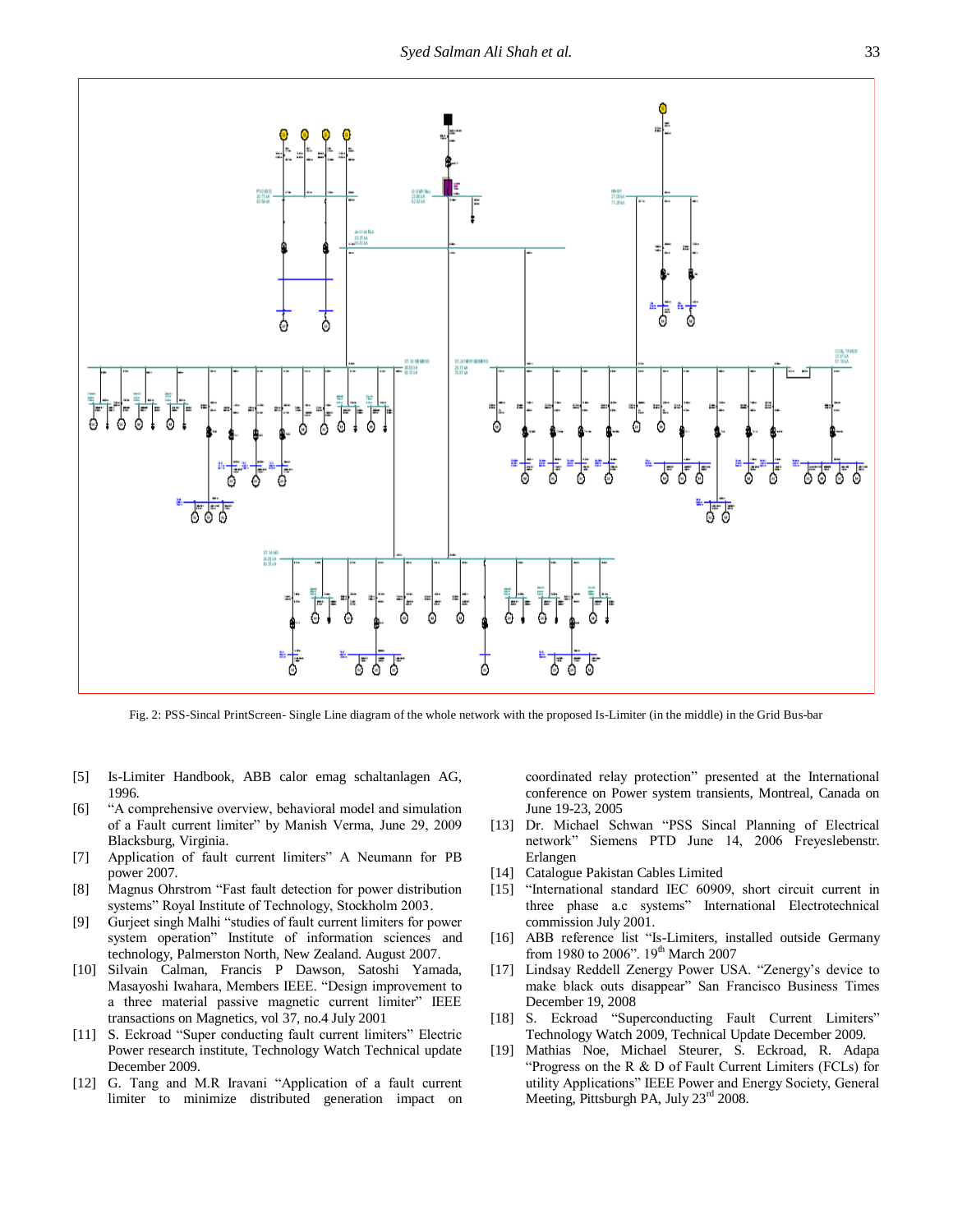Fig. 2: PSS-Sincal PrintScreen- Single Line diagram of the whole network with the proposed Is-Limiter (in the middle) in the Grid Bus-bar

[5] Is-Limiter Handbook, ABB calor emag schaltanlagen AG, 1996.

[6] "A comprehensive overview, behavioral model and simulation of a Fault current limiter" by Manish Verma, June 29, 2009 Blacksburg, Virginia.

[7] Application of fault current limiters" A Neumann for PB power 2007.

[8] Magnus Ohrstrom "Fast fault detection for power distribution systems" Royal Institute of Technology, Stockholm 2003.

[9] Gurjeet singh Malhi "studies of fault current limiters for power system operation" Institute of information sciences and technology, Palmerston North, New Zealand. August 2007.

[10] Silvain Calman, Francis P Dawson, Satoshi Yamada, Masayoshi Iwahara, Members IEEE. "Design improvement to a three material passive magnetic current limiter" IEEE transactions on Magnetics, vol 37, no.4 July 2001

[11] S. Eckroad "Super conducting fault current limiters" Electric Power research institute, Technology Watch Technical update December 2009.

[12] G. Tang and M.R Iravani "Application of a fault current limiter to minimize distributed generation impact on coordinated relay protection" presented at the International conference on Power system transients, Montreal, Canada on June 19-23, 2005

[13] Dr. Michael Schwan "PSS Sincal Planning of Electrical network" Siemens PTD June 14, 2006 Freyeslebenstr. Erlangen

[14] Catalogue Pakistan Cables Limited

[15] "International standard IEC 60909, short circuit current in three phase a.c systems" International Electrotechnical commission July 2001.

[16] ABB reference list "Is-Limiters, installed outside Germany from 1980 to 2006". 19th March 2007

[17] Lindsay Reddell Zenergy Power USA. "Zenergy's device to make black outs disappear" San Francisco Business Times December 19, 2008

[18] S. Eckroad "Superconducting Fault Current Limiters" Technology Watch 2009, Technical Update December 2009.

[19] Mathias Noe, Michael Steurer, S. Eckroad, R. Adapa "Progress on the R & D of Fault Current Limiters (FCLs) for utility Applications" IEEE Power and Energy Society, General Meeting, Pittsburgh PA, July 23rd 2008.